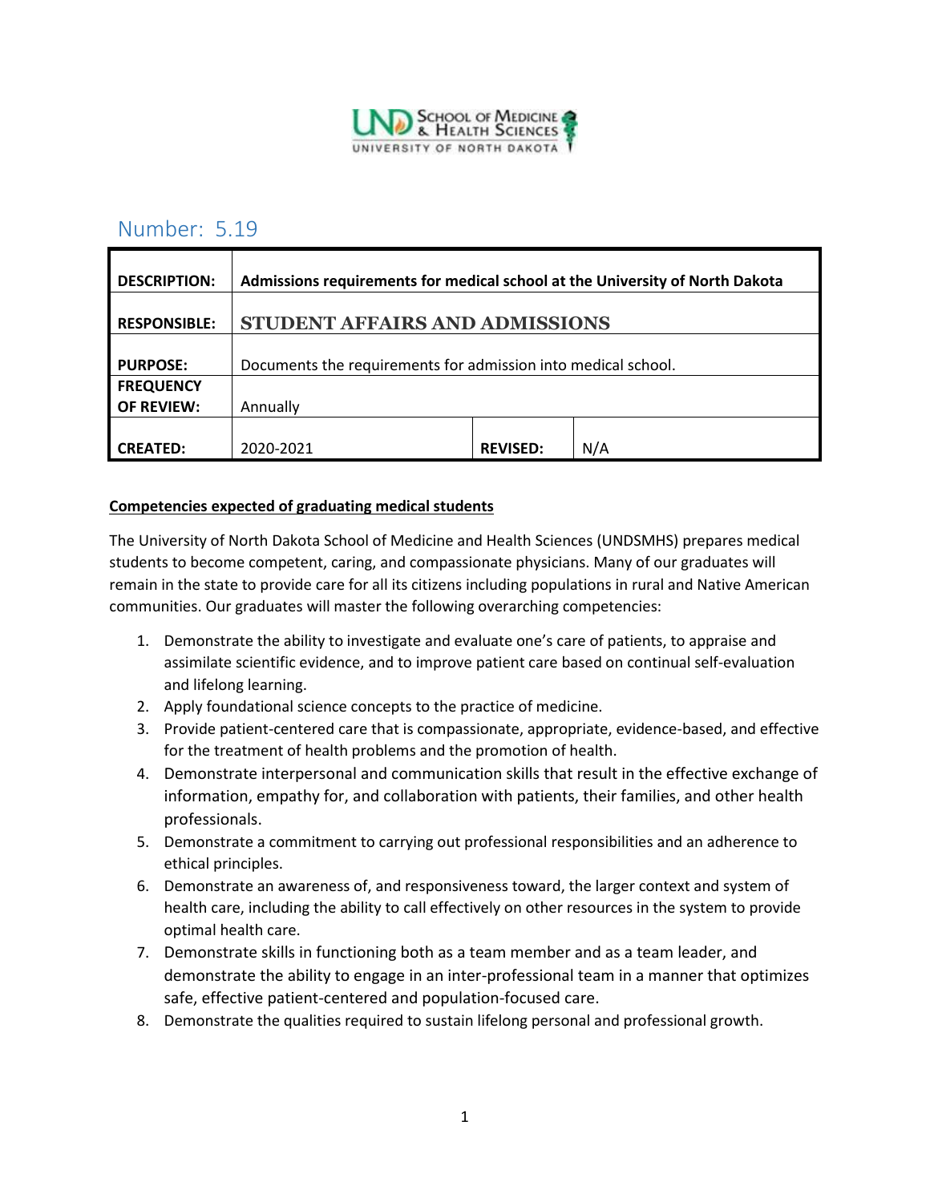## Number: 5.19

| DESCRIPTION: | Admissions requirements for medical school at the University of North Dakota | | |
|---|---|---|---|
| RESPONSIBLE: | STUDENT AFFAIRS AND ADMISSIONS | | |
| PURPOSE: | Documents the requirements for admission into medical school. | | |
| FREQUENCY OF REVIEW: | Annually | | |
| CREATED: | 2020-2021 | REVISED: | N/A |

**Competencies expected of graduating medical students**

The University of North Dakota School of Medicine and Health Sciences (UNDSMHS) prepares medical students to become competent, caring, and compassionate physicians. Many of our graduates will remain in the state to provide care for all its citizens including populations in rural and Native American communities. Our graduates will master the following overarching competencies:

1. Demonstrate the ability to investigate and evaluate one's care of patients, to appraise and assimilate scientific evidence, and to improve patient care based on continual self-evaluation and lifelong learning.
2. Apply foundational science concepts to the practice of medicine.
3. Provide patient-centered care that is compassionate, appropriate, evidence-based, and effective for the treatment of health problems and the promotion of health.
4. Demonstrate interpersonal and communication skills that result in the effective exchange of information, empathy for, and collaboration with patients, their families, and other health professionals.
5. Demonstrate a commitment to carrying out professional responsibilities and an adherence to ethical principles.
6. Demonstrate an awareness of, and responsiveness toward, the larger context and system of health care, including the ability to call effectively on other resources in the system to provide optimal health care.
7. Demonstrate skills in functioning both as a team member and as a team leader, and demonstrate the ability to engage in an inter-professional team in a manner that optimizes safe, effective patient-centered and population-focused care.
8. Demonstrate the qualities required to sustain lifelong personal and professional growth.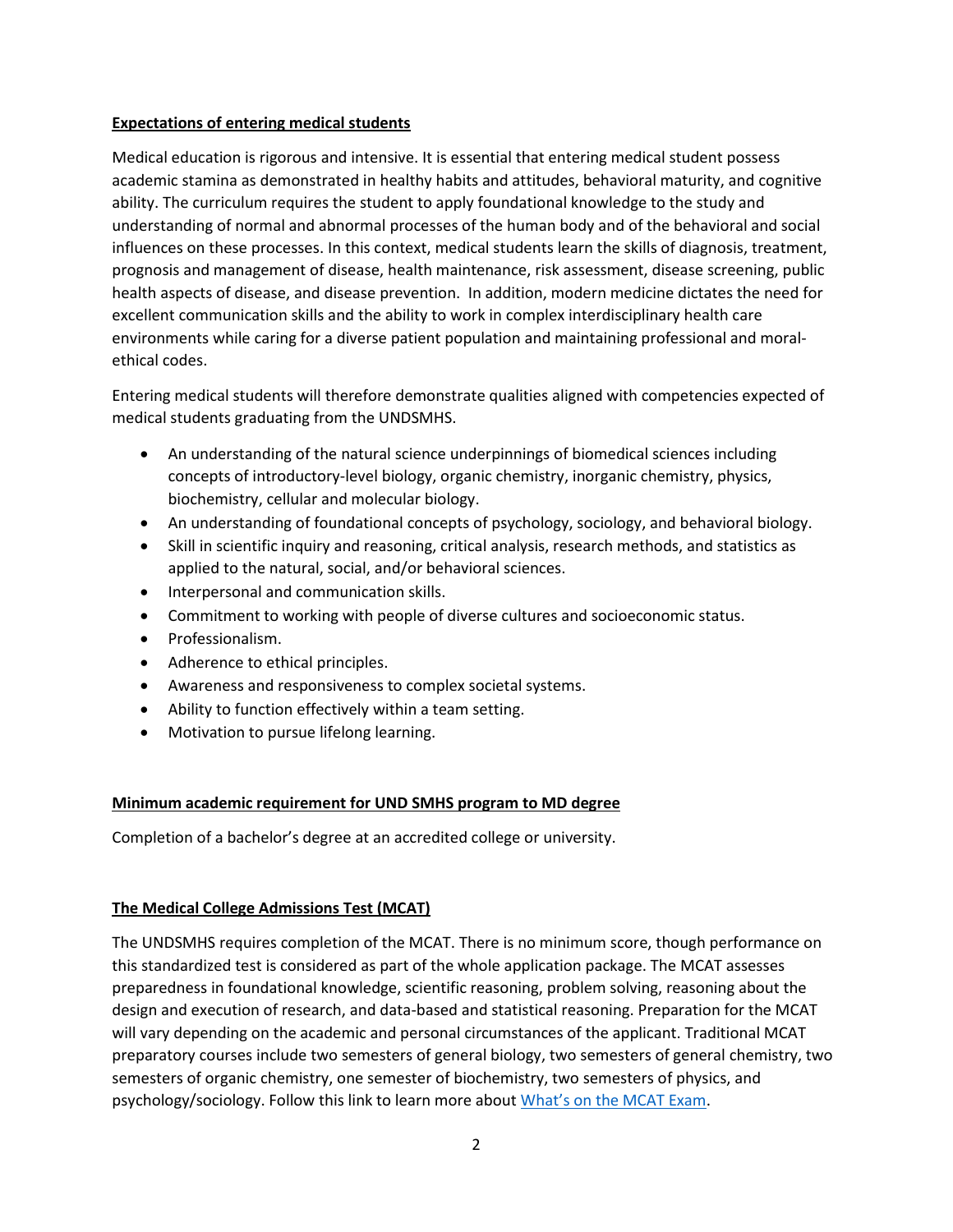## Expectations of entering medical students

Medical education is rigorous and intensive. It is essential that entering medical student possess academic stamina as demonstrated in healthy habits and attitudes, behavioral maturity, and cognitive ability. The curriculum requires the student to apply foundational knowledge to the study and understanding of normal and abnormal processes of the human body and of the behavioral and social influences on these processes. In this context, medical students learn the skills of diagnosis, treatment, prognosis and management of disease, health maintenance, risk assessment, disease screening, public health aspects of disease, and disease prevention. In addition, modern medicine dictates the need for excellent communication skills and the ability to work in complex interdisciplinary health care environments while caring for a diverse patient population and maintaining professional and moral-ethical codes.

Entering medical students will therefore demonstrate qualities aligned with competencies expected of medical students graduating from the UNDSMHS.

- An understanding of the natural science underpinnings of biomedical sciences including concepts of introductory-level biology, organic chemistry, inorganic chemistry, physics, biochemistry, cellular and molecular biology.
- An understanding of foundational concepts of psychology, sociology, and behavioral biology.
- Skill in scientific inquiry and reasoning, critical analysis, research methods, and statistics as applied to the natural, social, and/or behavioral sciences.
- Interpersonal and communication skills.
- Commitment to working with people of diverse cultures and socioeconomic status.
- Professionalism.
- Adherence to ethical principles.
- Awareness and responsiveness to complex societal systems.
- Ability to function effectively within a team setting.
- Motivation to pursue lifelong learning.

## Minimum academic requirement for UND SMHS program to MD degree

Completion of a bachelor's degree at an accredited college or university.

## The Medical College Admissions Test (MCAT)

The UNDSMHS requires completion of the MCAT. There is no minimum score, though performance on this standardized test is considered as part of the whole application package. The MCAT assesses preparedness in foundational knowledge, scientific reasoning, problem solving, reasoning about the design and execution of research, and data-based and statistical reasoning. Preparation for the MCAT will vary depending on the academic and personal circumstances of the applicant. Traditional MCAT preparatory courses include two semesters of general biology, two semesters of general chemistry, two semesters of organic chemistry, one semester of biochemistry, two semesters of physics, and psychology/sociology. Follow this link to learn more about What's on the MCAT Exam.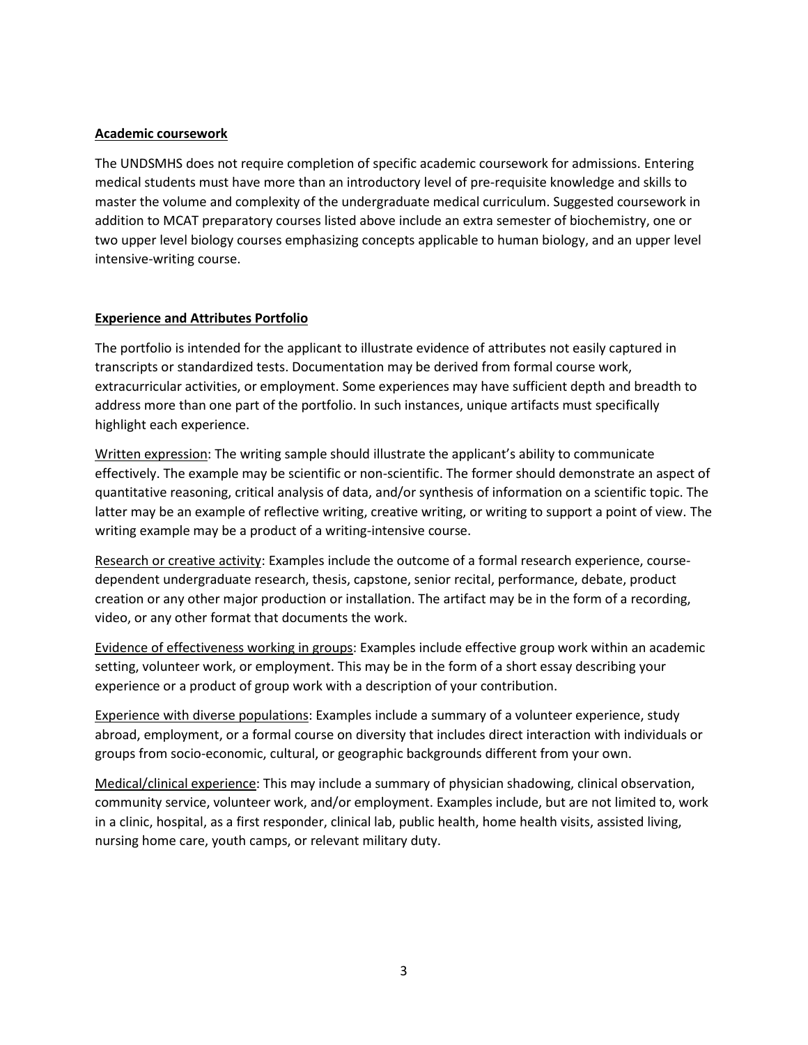## **Academic coursework**

The UNDSMHS does not require completion of specific academic coursework for admissions. Entering medical students must have more than an introductory level of pre-requisite knowledge and skills to master the volume and complexity of the undergraduate medical curriculum. Suggested coursework in addition to MCAT preparatory courses listed above include an extra semester of biochemistry, one or two upper level biology courses emphasizing concepts applicable to human biology, and an upper level intensive-writing course.

## **Experience and Attributes Portfolio**

The portfolio is intended for the applicant to illustrate evidence of attributes not easily captured in transcripts or standardized tests. Documentation may be derived from formal course work, extracurricular activities, or employment. Some experiences may have sufficient depth and breadth to address more than one part of the portfolio. In such instances, unique artifacts must specifically highlight each experience.

Written expression: The writing sample should illustrate the applicant's ability to communicate effectively. The example may be scientific or non-scientific. The former should demonstrate an aspect of quantitative reasoning, critical analysis of data, and/or synthesis of information on a scientific topic. The latter may be an example of reflective writing, creative writing, or writing to support a point of view. The writing example may be a product of a writing-intensive course.

Research or creative activity: Examples include the outcome of a formal research experience, course-dependent undergraduate research, thesis, capstone, senior recital, performance, debate, product creation or any other major production or installation. The artifact may be in the form of a recording, video, or any other format that documents the work.

Evidence of effectiveness working in groups: Examples include effective group work within an academic setting, volunteer work, or employment. This may be in the form of a short essay describing your experience or a product of group work with a description of your contribution.

Experience with diverse populations: Examples include a summary of a volunteer experience, study abroad, employment, or a formal course on diversity that includes direct interaction with individuals or groups from socio-economic, cultural, or geographic backgrounds different from your own.

Medical/clinical experience: This may include a summary of physician shadowing, clinical observation, community service, volunteer work, and/or employment. Examples include, but are not limited to, work in a clinic, hospital, as a first responder, clinical lab, public health, home health visits, assisted living, nursing home care, youth camps, or relevant military duty.